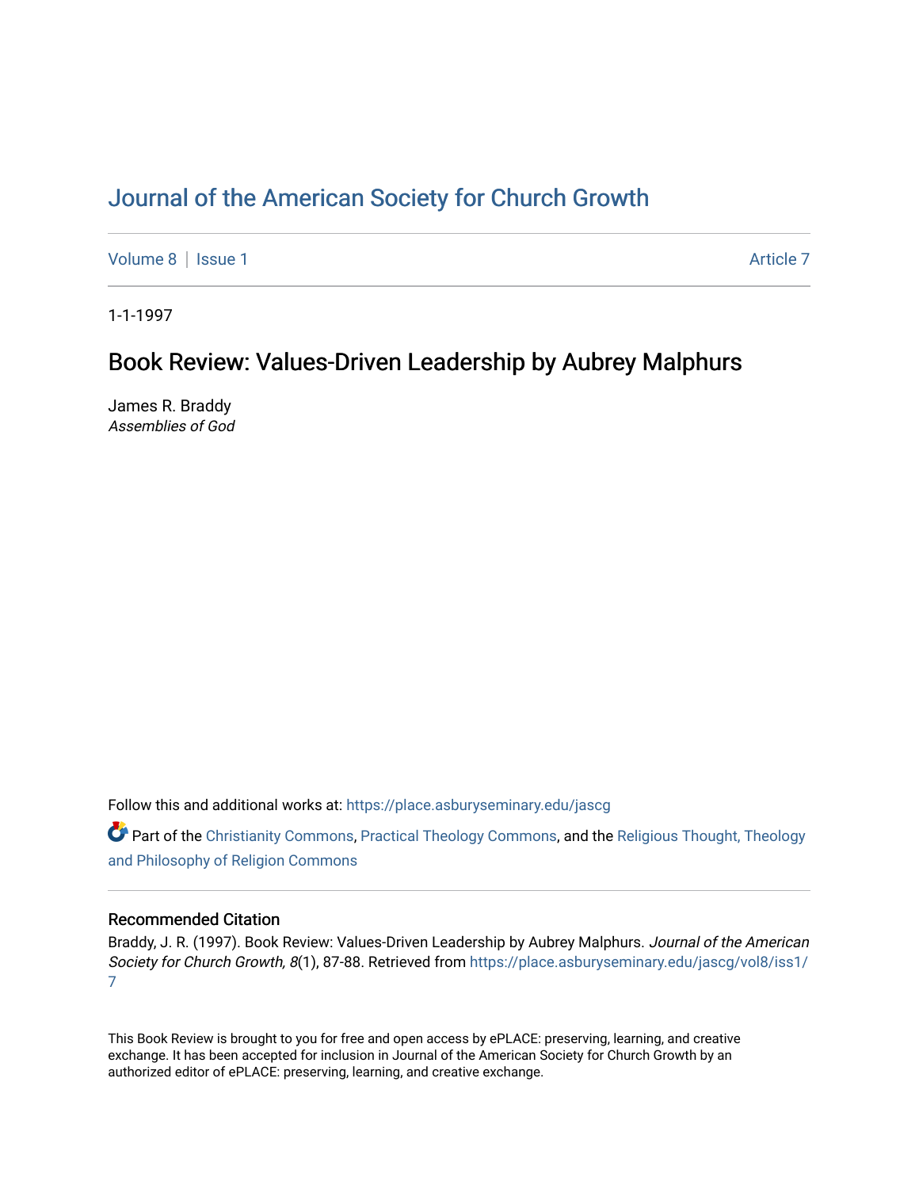# Journal of the American Society for Church Growth

Volume 8 | Issue 1 — Article 7

1-1-1997

## Book Review: Values-Driven Leadership by Aubrey Malphurs

James R. Braddy
*Assemblies of God*

Follow this and additional works at: https://place.asburyseminary.edu/jascg

Part of the Christianity Commons, Practical Theology Commons, and the Religious Thought, Theology and Philosophy of Religion Commons

### Recommended Citation

Braddy, J. R. (1997). Book Review: Values-Driven Leadership by Aubrey Malphurs. *Journal of the American Society for Church Growth, 8*(1), 87-88. Retrieved from https://place.asburyseminary.edu/jascg/vol8/iss1/7

This Book Review is brought to you for free and open access by ePLACE: preserving, learning, and creative exchange. It has been accepted for inclusion in Journal of the American Society for Church Growth by an authorized editor of ePLACE: preserving, learning, and creative exchange.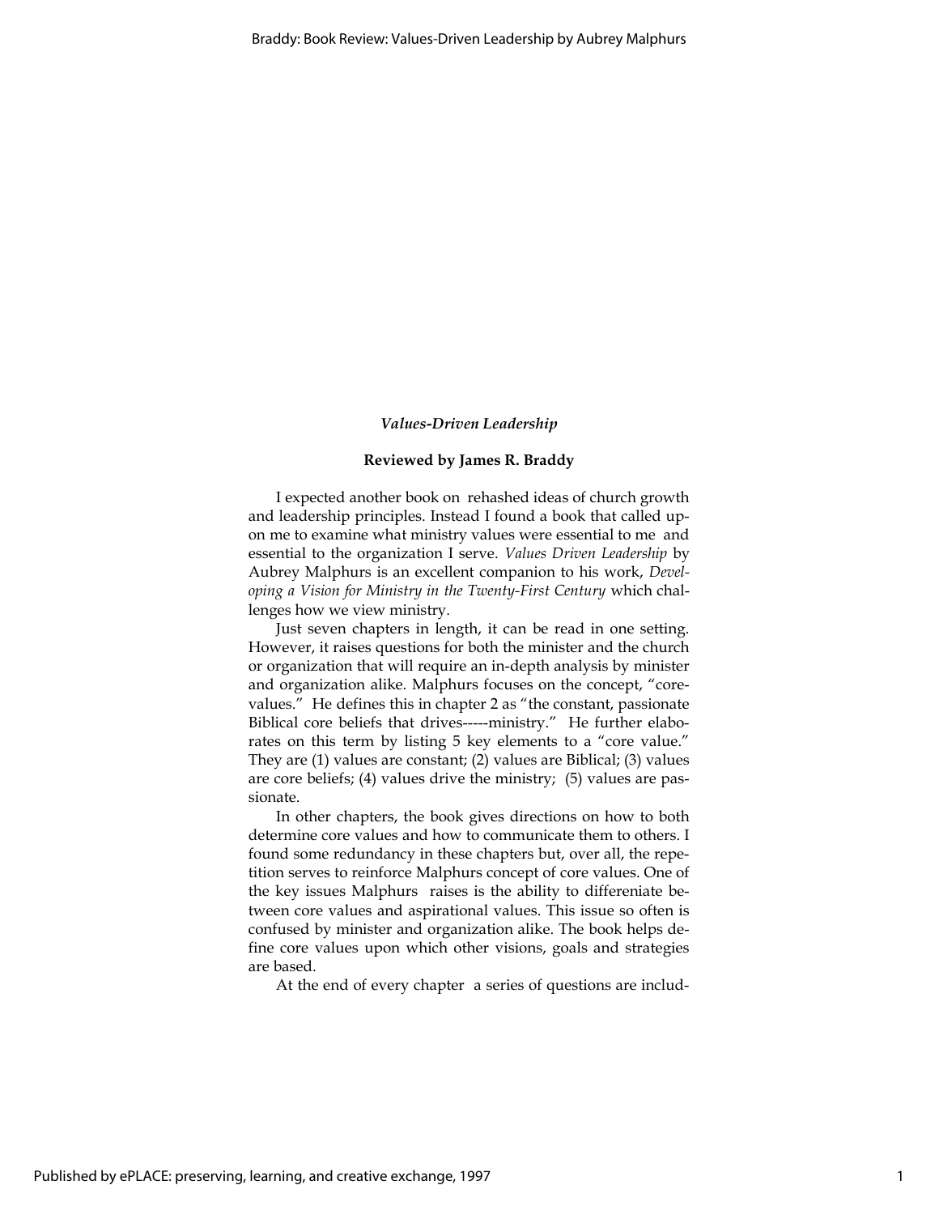**_Values-Driven Leadership_**

**Reviewed by James R. Braddy**

I expected another book on rehashed ideas of church growth and leadership principles. Instead I found a book that called upon me to examine what ministry values were essential to me and essential to the organization I serve. *Values Driven Leadership* by Aubrey Malphurs is an excellent companion to his work, *Developing a Vision for Ministry in the Twenty-First Century* which challenges how we view ministry.

Just seven chapters in length, it can be read in one setting. However, it raises questions for both the minister and the church or organization that will require an in-depth analysis by minister and organization alike. Malphurs focuses on the concept, "core-values." He defines this in chapter 2 as "the constant, passionate Biblical core beliefs that drives-----ministry." He further elaborates on this term by listing 5 key elements to a "core value." They are (1) values are constant; (2) values are Biblical; (3) values are core beliefs; (4) values drive the ministry; (5) values are passionate.

In other chapters, the book gives directions on how to both determine core values and how to communicate them to others. I found some redundancy in these chapters but, over all, the repetition serves to reinforce Malphurs concept of core values. One of the key issues Malphurs raises is the ability to differeniate between core values and aspirational values. This issue so often is confused by minister and organization alike. The book helps define core values upon which other visions, goals and strategies are based.

At the end of every chapter a series of questions are includ-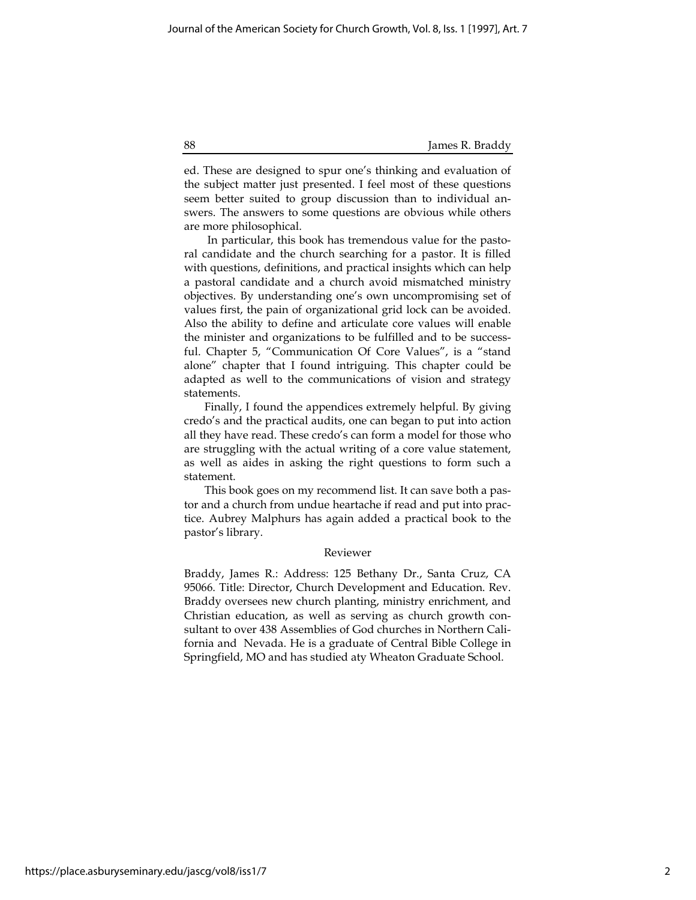ed. These are designed to spur one's thinking and evaluation of the subject matter just presented. I feel most of these questions seem better suited to group discussion than to individual answers. The answers to some questions are obvious while others are more philosophical.

In particular, this book has tremendous value for the pastoral candidate and the church searching for a pastor. It is filled with questions, definitions, and practical insights which can help a pastoral candidate and a church avoid mismatched ministry objectives. By understanding one's own uncompromising set of values first, the pain of organizational grid lock can be avoided. Also the ability to define and articulate core values will enable the minister and organizations to be fulfilled and to be successful. Chapter 5, "Communication Of Core Values", is a "stand alone" chapter that I found intriguing. This chapter could be adapted as well to the communications of vision and strategy statements.

Finally, I found the appendices extremely helpful. By giving credo's and the practical audits, one can began to put into action all they have read. These credo's can form a model for those who are struggling with the actual writing of a core value statement, as well as aides in asking the right questions to form such a statement.

This book goes on my recommend list. It can save both a pastor and a church from undue heartache if read and put into practice. Aubrey Malphurs has again added a practical book to the pastor's library.

Reviewer

Braddy, James R.: Address: 125 Bethany Dr., Santa Cruz, CA 95066. Title: Director, Church Development and Education. Rev. Braddy oversees new church planting, ministry enrichment, and Christian education, as well as serving as church growth consultant to over 438 Assemblies of God churches in Northern California and Nevada. He is a graduate of Central Bible College in Springfield, MO and has studied aty Wheaton Graduate School.